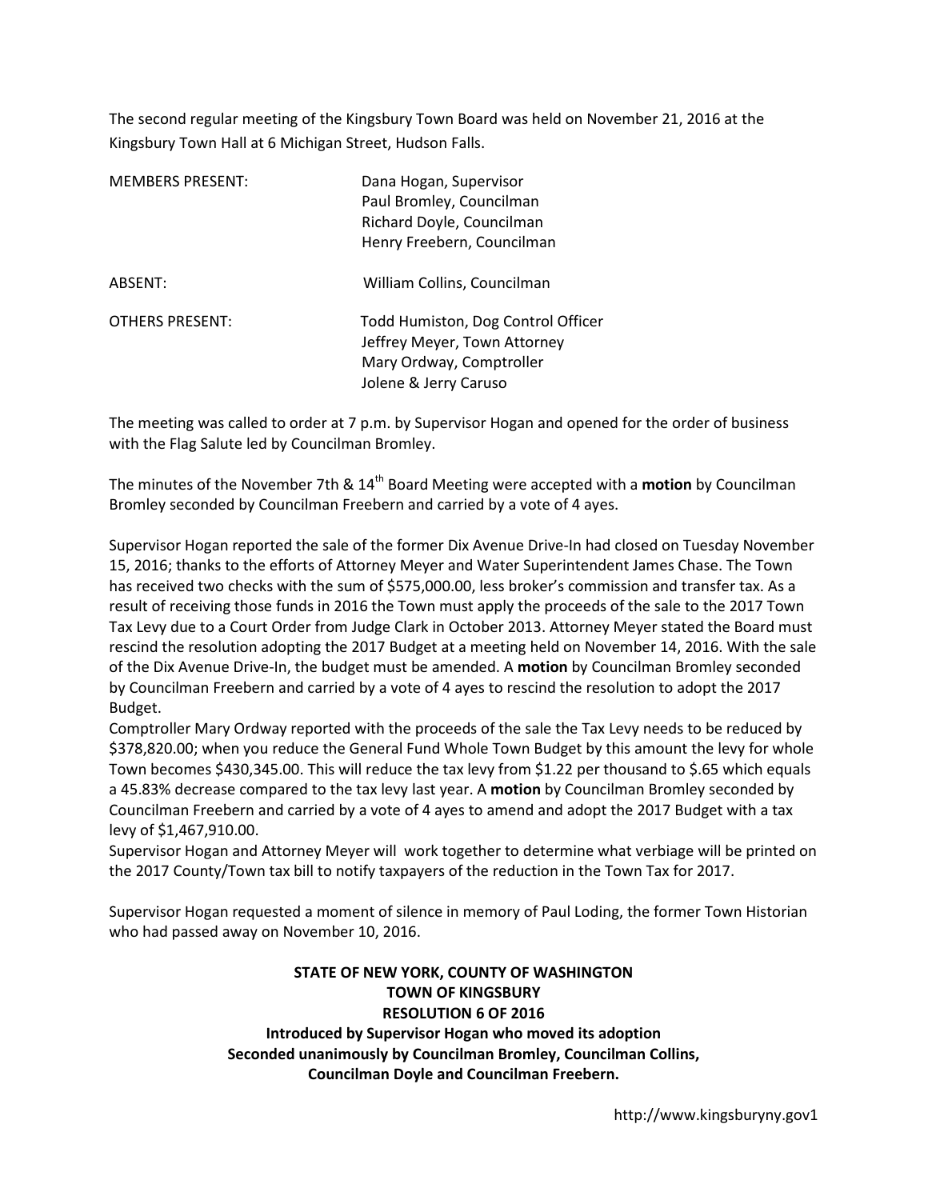The second regular meeting of the Kingsbury Town Board was held on November 21, 2016 at the Kingsbury Town Hall at 6 Michigan Street, Hudson Falls.

| | |
|---|---|
| MEMBERS PRESENT: | Dana Hogan, Supervisor<br>Paul Bromley, Councilman<br>Richard Doyle, Councilman<br>Henry Freebern, Councilman |
| ABSENT: | William Collins, Councilman |
| OTHERS PRESENT: | Todd Humiston, Dog Control Officer<br>Jeffrey Meyer, Town Attorney<br>Mary Ordway, Comptroller<br>Jolene & Jerry Caruso |

The meeting was called to order at 7 p.m. by Supervisor Hogan and opened for the order of business with the Flag Salute led by Councilman Bromley.

The minutes of the November 7th & 14th Board Meeting were accepted with a **motion** by Councilman Bromley seconded by Councilman Freebern and carried by a vote of 4 ayes.

Supervisor Hogan reported the sale of the former Dix Avenue Drive-In had closed on Tuesday November 15, 2016; thanks to the efforts of Attorney Meyer and Water Superintendent James Chase. The Town has received two checks with the sum of $575,000.00, less broker's commission and transfer tax. As a result of receiving those funds in 2016 the Town must apply the proceeds of the sale to the 2017 Town Tax Levy due to a Court Order from Judge Clark in October 2013. Attorney Meyer stated the Board must rescind the resolution adopting the 2017 Budget at a meeting held on November 14, 2016. With the sale of the Dix Avenue Drive-In, the budget must be amended. A **motion** by Councilman Bromley seconded by Councilman Freebern and carried by a vote of 4 ayes to rescind the resolution to adopt the 2017 Budget.

Comptroller Mary Ordway reported with the proceeds of the sale the Tax Levy needs to be reduced by $378,820.00; when you reduce the General Fund Whole Town Budget by this amount the levy for whole Town becomes $430,345.00. This will reduce the tax levy from $1.22 per thousand to $.65 which equals a 45.83% decrease compared to the tax levy last year. A **motion** by Councilman Bromley seconded by Councilman Freebern and carried by a vote of 4 ayes to amend and adopt the 2017 Budget with a tax levy of $1,467,910.00.

Supervisor Hogan and Attorney Meyer will work together to determine what verbiage will be printed on the 2017 County/Town tax bill to notify taxpayers of the reduction in the Town Tax for 2017.

Supervisor Hogan requested a moment of silence in memory of Paul Loding, the former Town Historian who had passed away on November 10, 2016.

**STATE OF NEW YORK, COUNTY OF WASHINGTON**
**TOWN OF KINGSBURY**
**RESOLUTION 6 OF 2016**
**Introduced by Supervisor Hogan who moved its adoption**
**Seconded unanimously by Councilman Bromley, Councilman Collins, Councilman Doyle and Councilman Freebern.**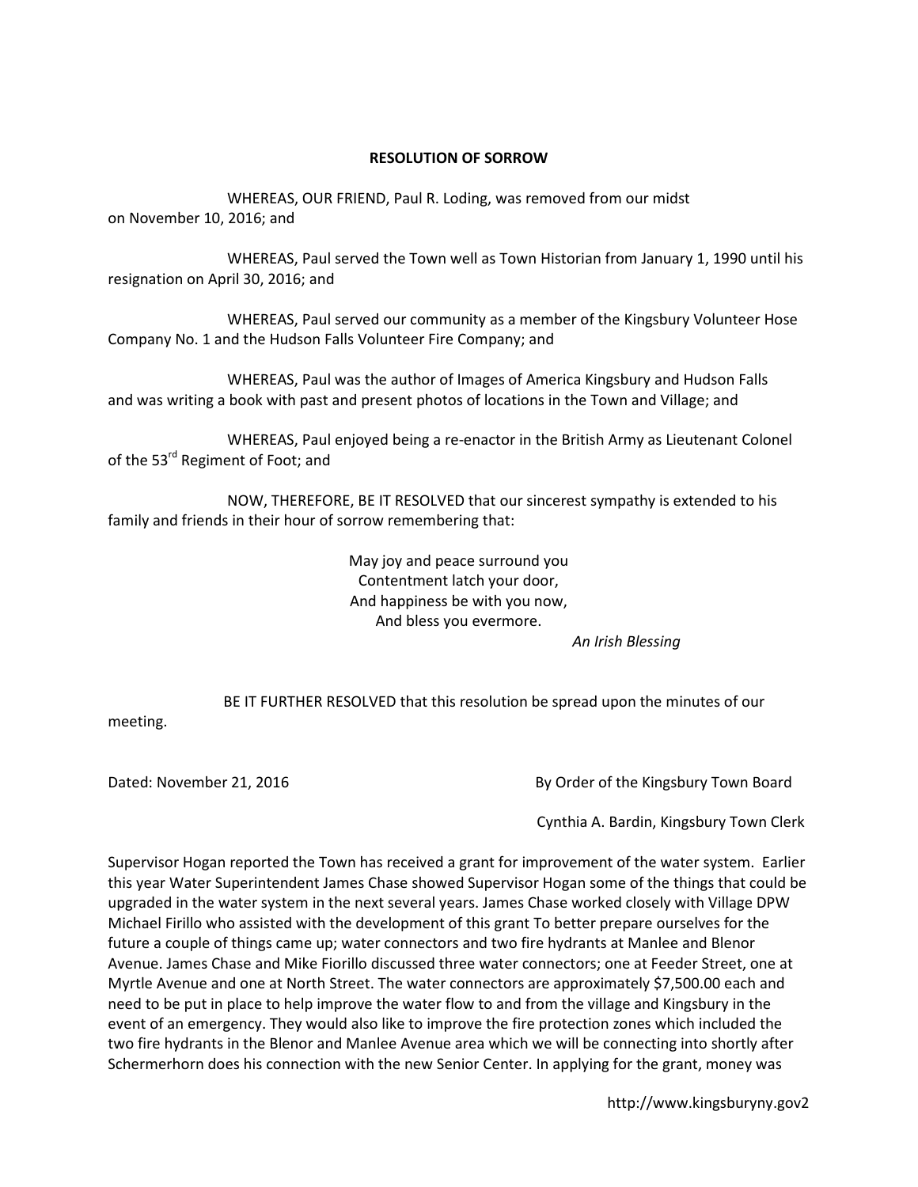## RESOLUTION OF SORROW

WHEREAS, OUR FRIEND, Paul R. Loding, was removed from our midst on November 10, 2016; and

WHEREAS, Paul served the Town well as Town Historian from January 1, 1990 until his resignation on April 30, 2016; and

WHEREAS, Paul served our community as a member of the Kingsbury Volunteer Hose Company No. 1 and the Hudson Falls Volunteer Fire Company; and

WHEREAS, Paul was the author of Images of America Kingsbury and Hudson Falls and was writing a book with past and present photos of locations in the Town and Village; and

WHEREAS, Paul enjoyed being a re-enactor in the British Army as Lieutenant Colonel of the 53rd Regiment of Foot; and

NOW, THEREFORE, BE IT RESOLVED that our sincerest sympathy is extended to his family and friends in their hour of sorrow remembering that:

May joy and peace surround you  
Contentment latch your door,  
And happiness be with you now,  
And bless you evermore.

*An Irish Blessing*

BE IT FURTHER RESOLVED that this resolution be spread upon the minutes of our meeting.

Dated: November 21, 2016

By Order of the Kingsbury Town Board

Cynthia A. Bardin, Kingsbury Town Clerk

Supervisor Hogan reported the Town has received a grant for improvement of the water system. Earlier this year Water Superintendent James Chase showed Supervisor Hogan some of the things that could be upgraded in the water system in the next several years. James Chase worked closely with Village DPW Michael Firillo who assisted with the development of this grant To better prepare ourselves for the future a couple of things came up; water connectors and two fire hydrants at Manlee and Blenor Avenue. James Chase and Mike Fiorillo discussed three water connectors; one at Feeder Street, one at Myrtle Avenue and one at North Street. The water connectors are approximately $7,500.00 each and need to be put in place to help improve the water flow to and from the village and Kingsbury in the event of an emergency. They would also like to improve the fire protection zones which included the two fire hydrants in the Blenor and Manlee Avenue area which we will be connecting into shortly after Schermerhorn does his connection with the new Senior Center. In applying for the grant, money was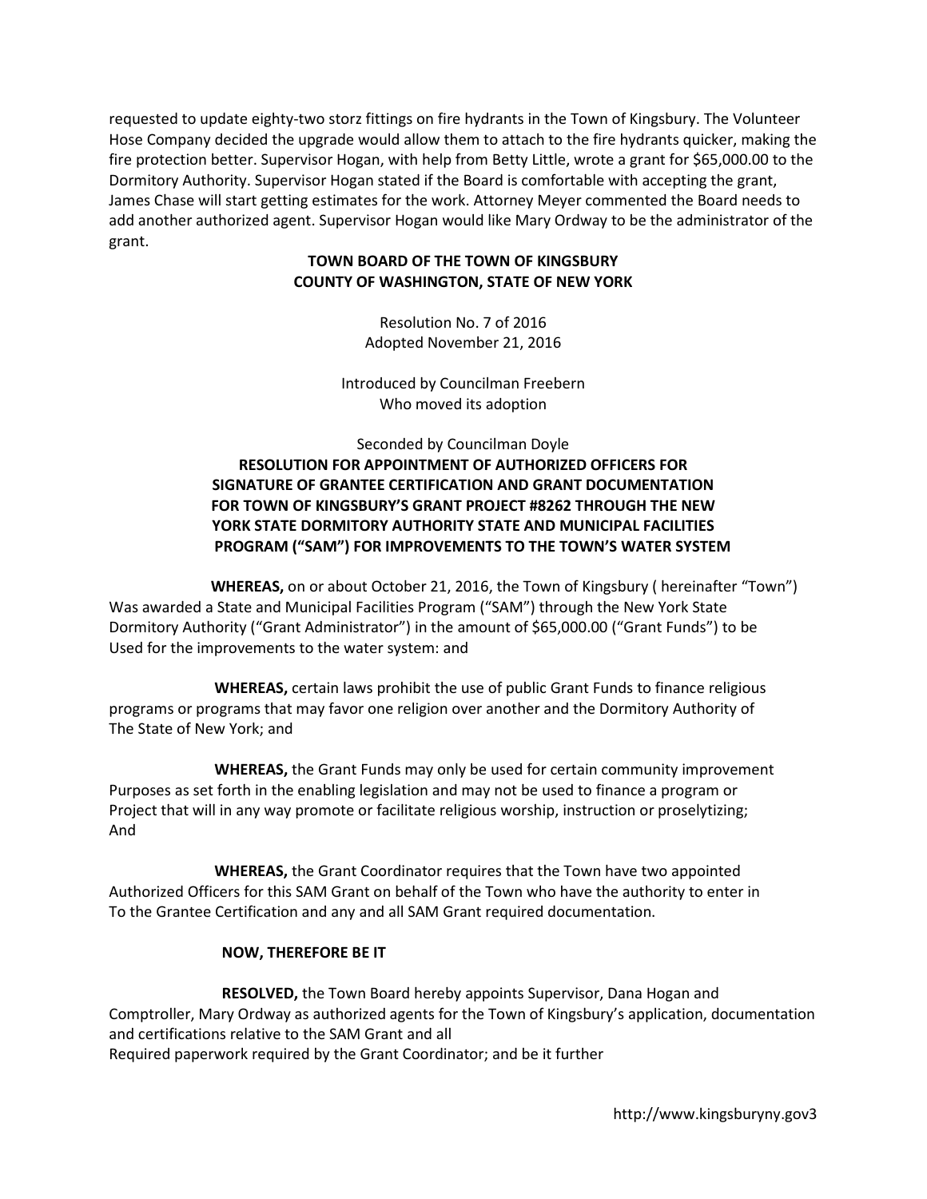requested to update eighty-two storz fittings on fire hydrants in the Town of Kingsbury. The Volunteer Hose Company decided the upgrade would allow them to attach to the fire hydrants quicker, making the fire protection better. Supervisor Hogan, with help from Betty Little, wrote a grant for $65,000.00 to the Dormitory Authority. Supervisor Hogan stated if the Board is comfortable with accepting the grant, James Chase will start getting estimates for the work. Attorney Meyer commented the Board needs to add another authorized agent. Supervisor Hogan would like Mary Ordway to be the administrator of the grant.

**TOWN BOARD OF THE TOWN OF KINGSBURY**
**COUNTY OF WASHINGTON, STATE OF NEW YORK**

Resolution No. 7 of 2016
Adopted November 21, 2016

Introduced by Councilman Freebern
Who moved its adoption

Seconded by Councilman Doyle

**RESOLUTION FOR APPOINTMENT OF AUTHORIZED OFFICERS FOR SIGNATURE OF GRANTEE CERTIFICATION AND GRANT DOCUMENTATION FOR TOWN OF KINGSBURY'S GRANT PROJECT #8262 THROUGH THE NEW YORK STATE DORMITORY AUTHORITY STATE AND MUNICIPAL FACILITIES PROGRAM ("SAM") FOR IMPROVEMENTS TO THE TOWN'S WATER SYSTEM**

**WHEREAS,** on or about October 21, 2016, the Town of Kingsbury ( hereinafter "Town") Was awarded a State and Municipal Facilities Program ("SAM") through the New York State Dormitory Authority ("Grant Administrator") in the amount of $65,000.00 ("Grant Funds") to be Used for the improvements to the water system: and

**WHEREAS,** certain laws prohibit the use of public Grant Funds to finance religious programs or programs that may favor one religion over another and the Dormitory Authority of The State of New York; and

**WHEREAS,** the Grant Funds may only be used for certain community improvement Purposes as set forth in the enabling legislation and may not be used to finance a program or Project that will in any way promote or facilitate religious worship, instruction or proselytizing; And

**WHEREAS,** the Grant Coordinator requires that the Town have two appointed Authorized Officers for this SAM Grant on behalf of the Town who have the authority to enter in To the Grantee Certification and any and all SAM Grant required documentation.

**NOW, THEREFORE BE IT**

**RESOLVED,** the Town Board hereby appoints Supervisor, Dana Hogan and Comptroller, Mary Ordway as authorized agents for the Town of Kingsbury's application, documentation and certifications relative to the SAM Grant and all Required paperwork required by the Grant Coordinator; and be it further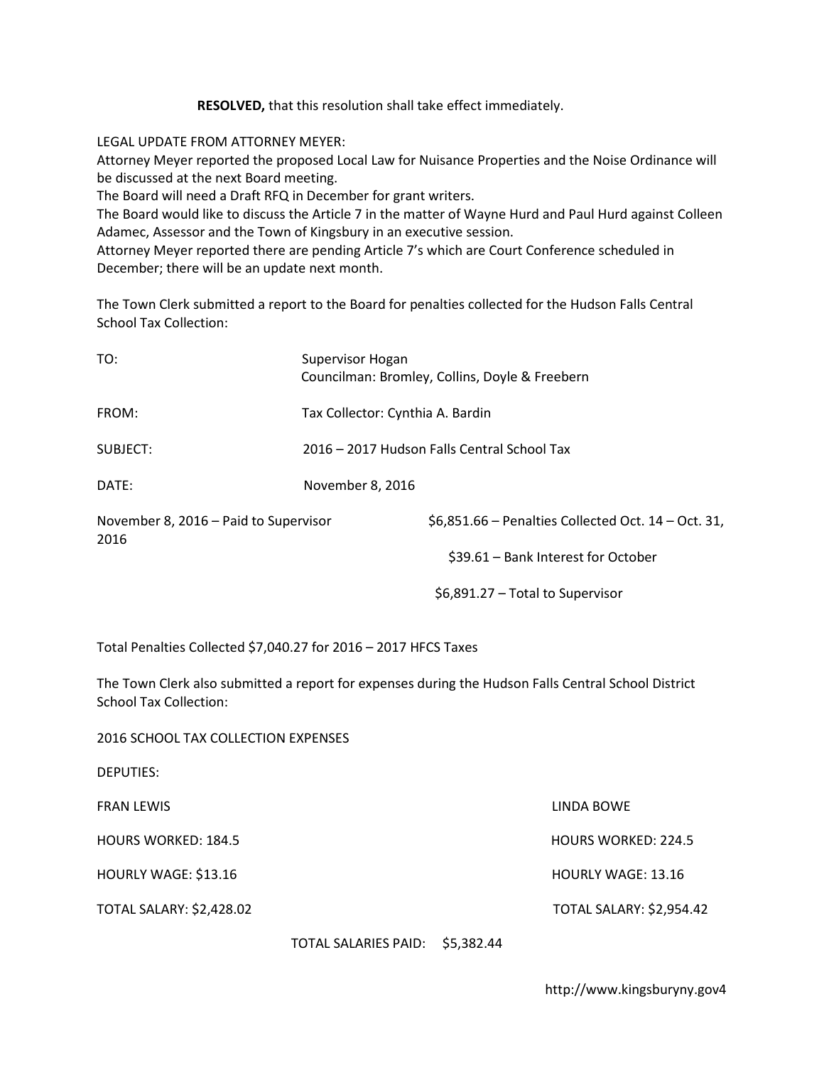**RESOLVED,** that this resolution shall take effect immediately.

LEGAL UPDATE FROM ATTORNEY MEYER:
Attorney Meyer reported the proposed Local Law for Nuisance Properties and the Noise Ordinance will be discussed at the next Board meeting.
The Board will need a Draft RFQ in December for grant writers.
The Board would like to discuss the Article 7 in the matter of Wayne Hurd and Paul Hurd against Colleen Adamec, Assessor and the Town of Kingsbury in an executive session.
Attorney Meyer reported there are pending Article 7's which are Court Conference scheduled in December; there will be an update next month.

The Town Clerk submitted a report to the Board for penalties collected for the Hudson Falls Central School Tax Collection:

TO: Supervisor Hogan
Councilman: Bromley, Collins, Doyle & Freebern

FROM: Tax Collector: Cynthia A. Bardin

SUBJECT: 2016 – 2017 Hudson Falls Central School Tax

DATE: November 8, 2016

November 8, 2016 – Paid to Supervisor
$6,851.66 – Penalties Collected Oct. 14 – Oct. 31, 2016
$39.61 – Bank Interest for October
$6,891.27 – Total to Supervisor

Total Penalties Collected $7,040.27 for 2016 – 2017 HFCS Taxes

The Town Clerk also submitted a report for expenses during the Hudson Falls Central School District School Tax Collection:

2016 SCHOOL TAX COLLECTION EXPENSES

DEPUTIES:

| FRAN LEWIS | LINDA BOWE |
|---|---|
| HOURS WORKED: 184.5 | HOURS WORKED: 224.5 |
| HOURLY WAGE: $13.16 | HOURLY WAGE: 13.16 |
| TOTAL SALARY: $2,428.02 | TOTAL SALARY: $2,954.42 |

TOTAL SALARIES PAID: $5,382.44

http://www.kingsburyny.gov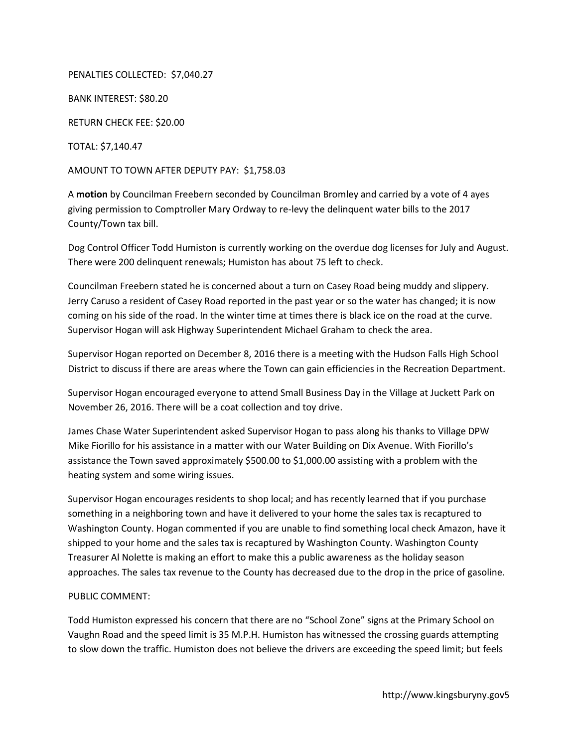PENALTIES COLLECTED: $7,040.27

BANK INTEREST: $80.20

RETURN CHECK FEE: $20.00

TOTAL: $7,140.47

AMOUNT TO TOWN AFTER DEPUTY PAY: $1,758.03

A **motion** by Councilman Freebern seconded by Councilman Bromley and carried by a vote of 4 ayes giving permission to Comptroller Mary Ordway to re-levy the delinquent water bills to the 2017 County/Town tax bill.

Dog Control Officer Todd Humiston is currently working on the overdue dog licenses for July and August. There were 200 delinquent renewals; Humiston has about 75 left to check.

Councilman Freebern stated he is concerned about a turn on Casey Road being muddy and slippery. Jerry Caruso a resident of Casey Road reported in the past year or so the water has changed; it is now coming on his side of the road. In the winter time at times there is black ice on the road at the curve. Supervisor Hogan will ask Highway Superintendent Michael Graham to check the area.

Supervisor Hogan reported on December 8, 2016 there is a meeting with the Hudson Falls High School District to discuss if there are areas where the Town can gain efficiencies in the Recreation Department.

Supervisor Hogan encouraged everyone to attend Small Business Day in the Village at Juckett Park on November 26, 2016. There will be a coat collection and toy drive.

James Chase Water Superintendent asked Supervisor Hogan to pass along his thanks to Village DPW Mike Fiorillo for his assistance in a matter with our Water Building on Dix Avenue. With Fiorillo's assistance the Town saved approximately $500.00 to $1,000.00 assisting with a problem with the heating system and some wiring issues.

Supervisor Hogan encourages residents to shop local; and has recently learned that if you purchase something in a neighboring town and have it delivered to your home the sales tax is recaptured to Washington County. Hogan commented if you are unable to find something local check Amazon, have it shipped to your home and the sales tax is recaptured by Washington County. Washington County Treasurer Al Nolette is making an effort to make this a public awareness as the holiday season approaches. The sales tax revenue to the County has decreased due to the drop in the price of gasoline.

PUBLIC COMMENT:

Todd Humiston expressed his concern that there are no "School Zone" signs at the Primary School on Vaughn Road and the speed limit is 35 M.P.H. Humiston has witnessed the crossing guards attempting to slow down the traffic. Humiston does not believe the drivers are exceeding the speed limit; but feels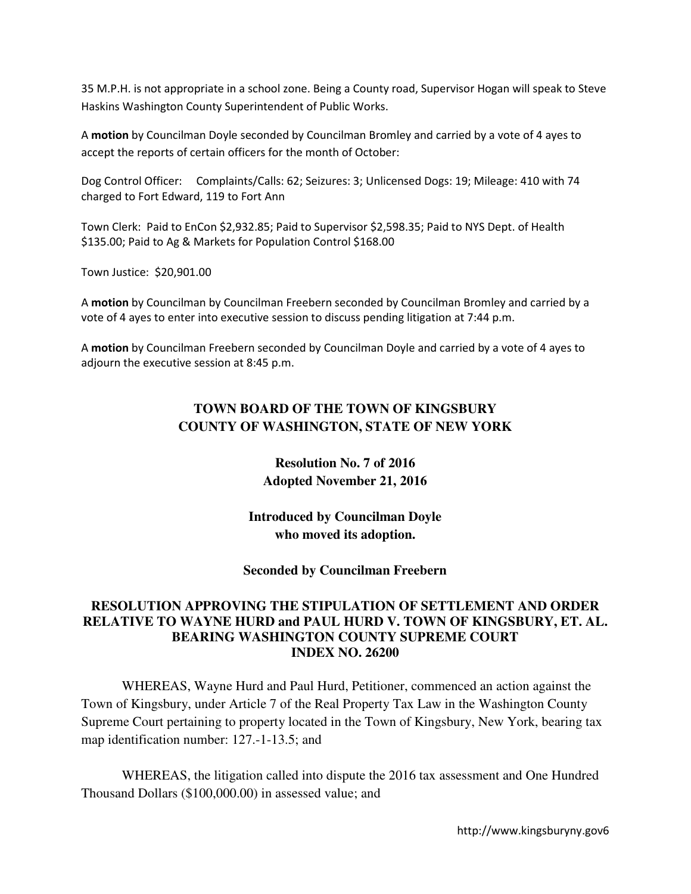35 M.P.H. is not appropriate in a school zone. Being a County road, Supervisor Hogan will speak to Steve Haskins Washington County Superintendent of Public Works.

A **motion** by Councilman Doyle seconded by Councilman Bromley and carried by a vote of 4 ayes to accept the reports of certain officers for the month of October:

Dog Control Officer: Complaints/Calls: 62; Seizures: 3; Unlicensed Dogs: 19; Mileage: 410 with 74 charged to Fort Edward, 119 to Fort Ann

Town Clerk: Paid to EnCon $2,932.85; Paid to Supervisor $2,598.35; Paid to NYS Dept. of Health $135.00; Paid to Ag & Markets for Population Control $168.00

Town Justice: $20,901.00

A **motion** by Councilman by Councilman Freebern seconded by Councilman Bromley and carried by a vote of 4 ayes to enter into executive session to discuss pending litigation at 7:44 p.m.

A **motion** by Councilman Freebern seconded by Councilman Doyle and carried by a vote of 4 ayes to adjourn the executive session at 8:45 p.m.

## TOWN BOARD OF THE TOWN OF KINGSBURY
## COUNTY OF WASHINGTON, STATE OF NEW YORK

**Resolution No. 7 of 2016**
**Adopted November 21, 2016**

**Introduced by Councilman Doyle**
**who moved its adoption.**

**Seconded by Councilman Freebern**

### RESOLUTION APPROVING THE STIPULATION OF SETTLEMENT AND ORDER RELATIVE TO WAYNE HURD and PAUL HURD V. TOWN OF KINGSBURY, ET. AL. BEARING WASHINGTON COUNTY SUPREME COURT INDEX NO. 26200

WHEREAS, Wayne Hurd and Paul Hurd, Petitioner, commenced an action against the Town of Kingsbury, under Article 7 of the Real Property Tax Law in the Washington County Supreme Court pertaining to property located in the Town of Kingsbury, New York, bearing tax map identification number: 127.-1-13.5; and

WHEREAS, the litigation called into dispute the 2016 tax assessment and One Hundred Thousand Dollars ($100,000.00) in assessed value; and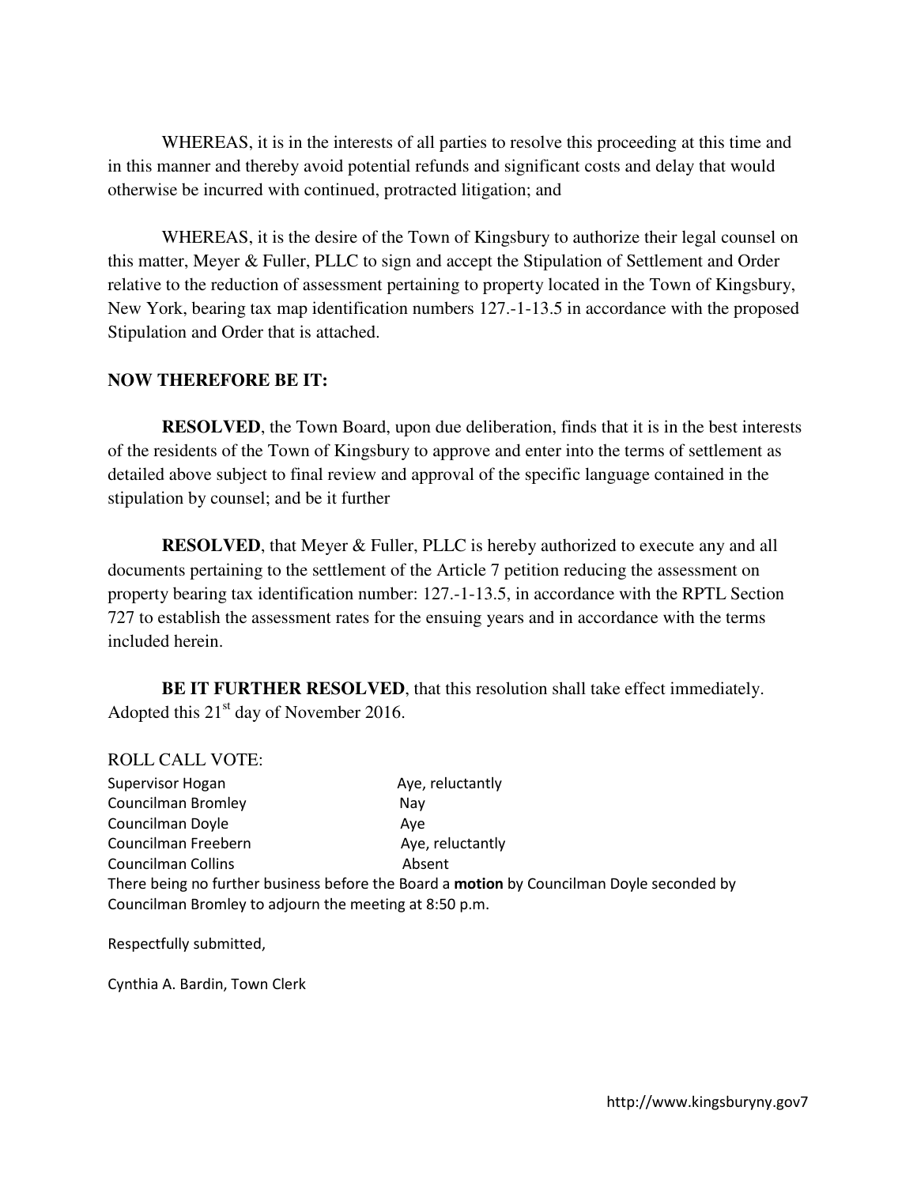WHEREAS, it is in the interests of all parties to resolve this proceeding at this time and in this manner and thereby avoid potential refunds and significant costs and delay that would otherwise be incurred with continued, protracted litigation; and

WHEREAS, it is the desire of the Town of Kingsbury to authorize their legal counsel on this matter, Meyer & Fuller, PLLC to sign and accept the Stipulation of Settlement and Order relative to the reduction of assessment pertaining to property located in the Town of Kingsbury, New York, bearing tax map identification numbers 127.-1-13.5 in accordance with the proposed Stipulation and Order that is attached.

**NOW THEREFORE BE IT:**

**RESOLVED**, the Town Board, upon due deliberation, finds that it is in the best interests of the residents of the Town of Kingsbury to approve and enter into the terms of settlement as detailed above subject to final review and approval of the specific language contained in the stipulation by counsel; and be it further

**RESOLVED**, that Meyer & Fuller, PLLC is hereby authorized to execute any and all documents pertaining to the settlement of the Article 7 petition reducing the assessment on property bearing tax identification number: 127.-1-13.5, in accordance with the RPTL Section 727 to establish the assessment rates for the ensuing years and in accordance with the terms included herein.

**BE IT FURTHER RESOLVED**, that this resolution shall take effect immediately. Adopted this 21st day of November 2016.

ROLL CALL VOTE:

| | |
|---|---|
| Supervisor Hogan | Aye, reluctantly |
| Councilman Bromley | Nay |
| Councilman Doyle | Aye |
| Councilman Freebern | Aye, reluctantly |
| Councilman Collins | Absent |

There being no further business before the Board a **motion** by Councilman Doyle seconded by Councilman Bromley to adjourn the meeting at 8:50 p.m.

Respectfully submitted,

Cynthia A. Bardin, Town Clerk